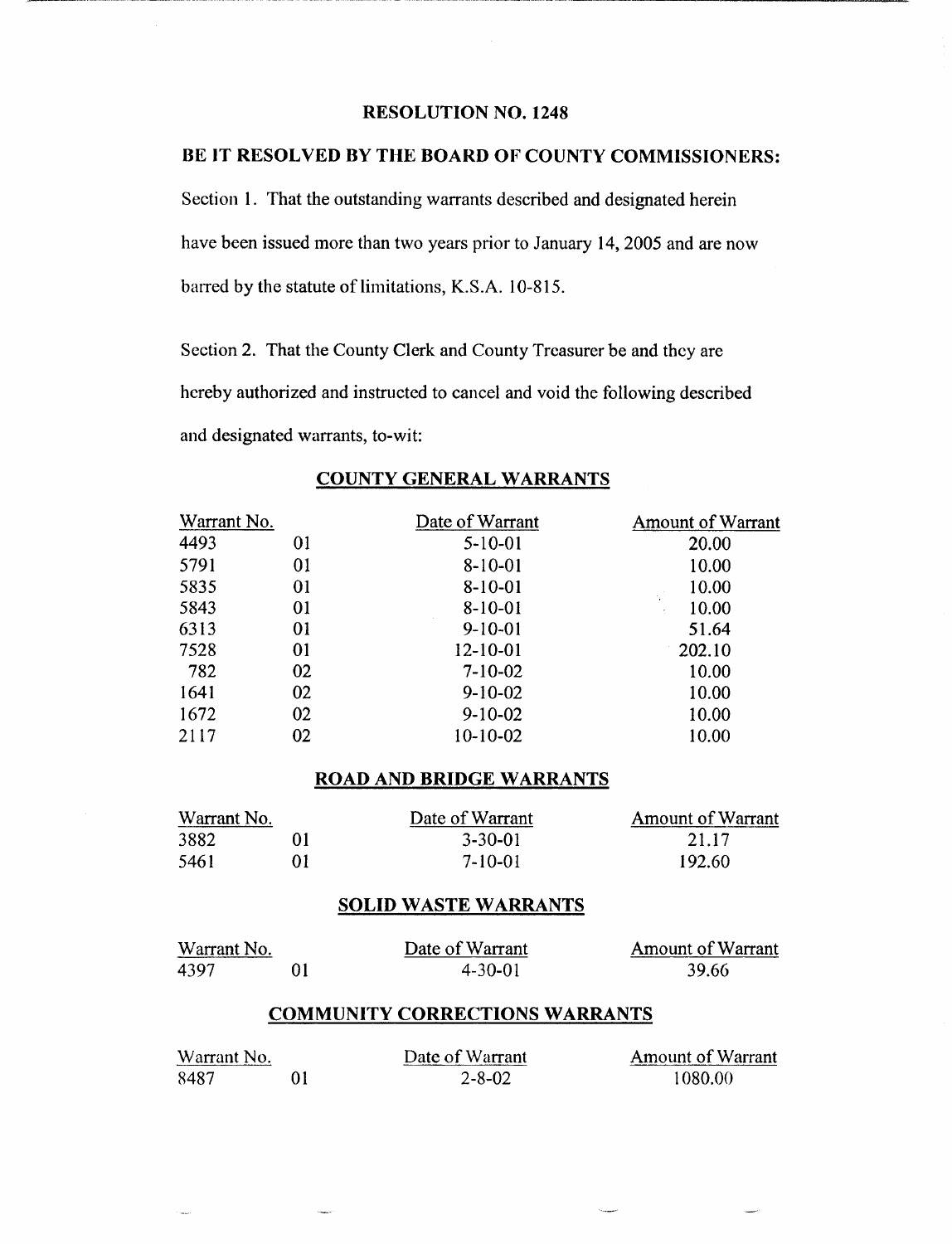**RESOLUTION NO. 1248**

**BE IT RESOLVED BY THE BOARD OF COUNTY COMMISSIONERS:**

Section 1. That the outstanding warrants described and designated herein have been issued more than two years prior to January 14, 2005 and are now barred by the statute of limitations, K.S.A. 10-815.

Section 2. That the County Clerk and County Treasurer be and they are hereby authorized and instructed to cancel and void the following described and designated warrants, to-wit:

**COUNTY GENERAL WARRANTS**

| Warrant No. | | Date of Warrant | Amount of Warrant |
|---|---|---|---|
| 4493 | 01 | 5-10-01 | 20.00 |
| 5791 | 01 | 8-10-01 | 10.00 |
| 5835 | 01 | 8-10-01 | 10.00 |
| 5843 | 01 | 8-10-01 | 10.00 |
| 6313 | 01 | 9-10-01 | 51.64 |
| 7528 | 01 | 12-10-01 | 202.10 |
| 782 | 02 | 7-10-02 | 10.00 |
| 1641 | 02 | 9-10-02 | 10.00 |
| 1672 | 02 | 9-10-02 | 10.00 |
| 2117 | 02 | 10-10-02 | 10.00 |

**ROAD AND BRIDGE WARRANTS**

| Warrant No. | | Date of Warrant | Amount of Warrant |
|---|---|---|---|
| 3882 | 01 | 3-30-01 | 21.17 |
| 5461 | 01 | 7-10-01 | 192.60 |

**SOLID WASTE WARRANTS**

| Warrant No. | | Date of Warrant | Amount of Warrant |
|---|---|---|---|
| 4397 | 01 | 4-30-01 | 39.66 |

**COMMUNITY CORRECTIONS WARRANTS**

| Warrant No. | | Date of Warrant | Amount of Warrant |
|---|---|---|---|
| 8487 | 01 | 2-8-02 | 1080.00 |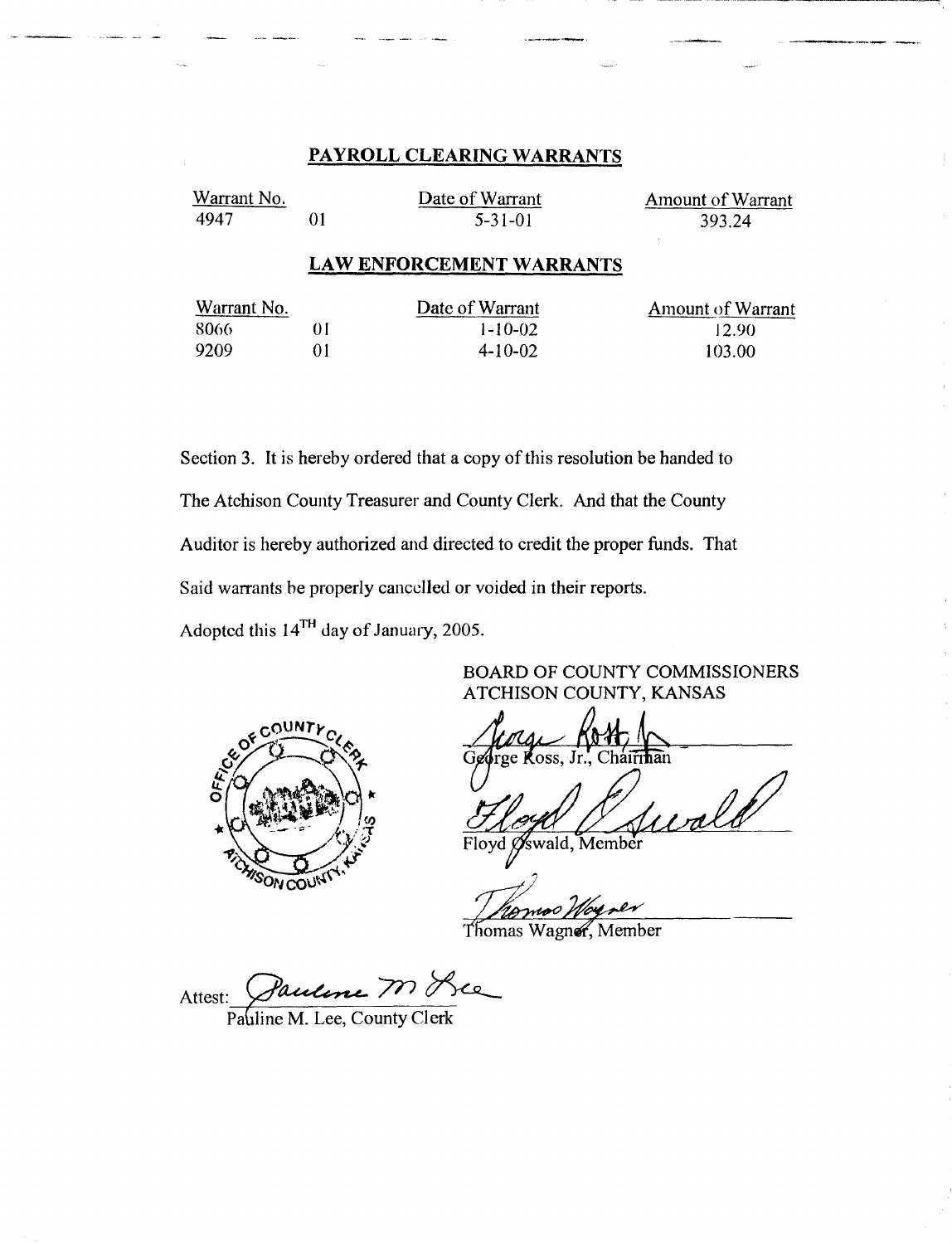## PAYROLL CLEARING WARRANTS

| Warrant No. | | Date of Warrant | Amount of Warrant |
|---|---|---|---|
| 4947 | 01 | 5-31-01 | 393.24 |

## LAW ENFORCEMENT WARRANTS

| Warrant No. | | Date of Warrant | Amount of Warrant |
|---|---|---|---|
| 8066 | 01 | 1-10-02 | 12.90 |
| 9209 | 01 | 4-10-02 | 103.00 |

Section 3. It is hereby ordered that a copy of this resolution be handed to The Atchison County Treasurer and County Clerk. And that the County Auditor is hereby authorized and directed to credit the proper funds. That Said warrants be properly cancelled or voided in their reports.

Adopted this 14[TH] day of January, 2005.

BOARD OF COUNTY COMMISSIONERS
ATCHISON COUNTY, KANSAS

George Ross, Jr., Chairman

Floyd Oswald, Member

Thomas Wagner, Member

OFFICE OF COUNTY CLERK ATCHISON COUNTY, KANSAS

Attest: Pauline M. Lee, County Clerk